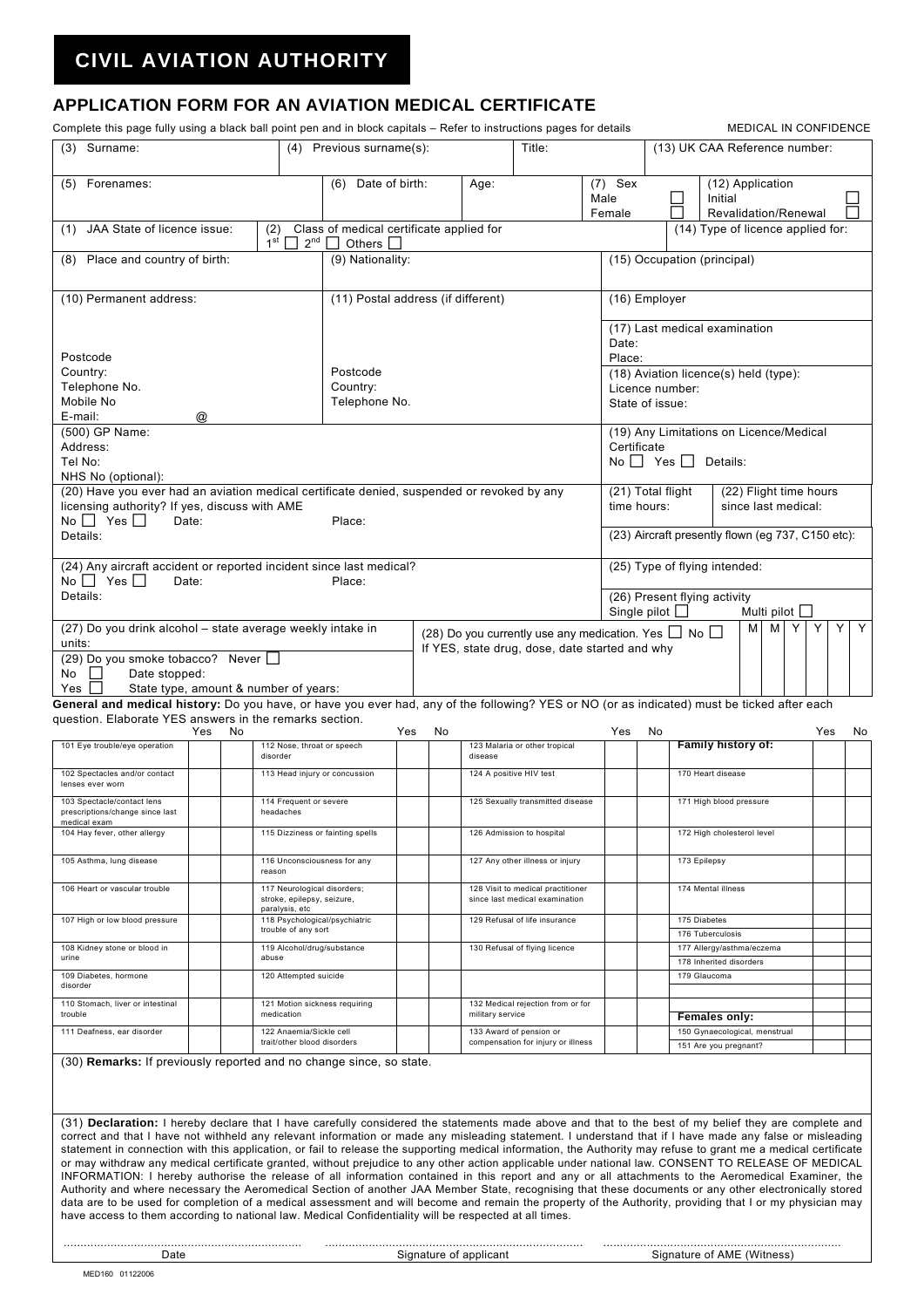# CIVIL AVIATION AUTHORITY

## APPLICATION FORM FOR AN AVIATION MEDICAL CERTIFICATE

Complete this page fully using a black ball point pen and in block capitals – Refer to instructions pages for details MEDICAL IN CONFIDENCE

| (3) Surname: | (4) Previous surname(s): | Title: | (13) UK CAA Reference number: |
|---|---|---|---|
| (5) Forenames: | (6) Date of birth: Age: | (7) Sex Male ☐ Female ☐ | (12) Application Initial ☐ Revalidation/Renewal ☐ |
| (1) JAA State of licence issue: | (2) Class of medical certificate applied for 1st ☐ 2nd ☐ Others ☐ | | (14) Type of licence applied for: |
| (8) Place and country of birth: | (9) Nationality: | | (15) Occupation (principal) |
| (10) Permanent address: Postcode Country: Telephone No. Mobile No E-mail: @ | (11) Postal address (if different) Postcode Country: Telephone No. | | (16) Employer<br>(17) Last medical examination Date: Place:<br>(18) Aviation licence(s) held (type): Licence number: State of issue: |
| (500) GP Name: Address: Tel No: NHS No (optional): | | | (19) Any Limitations on Licence/Medical Certificate No ☐ Yes ☐ Details: |
| (20) Have you ever had an aviation medical certificate denied, suspended or revoked by any licensing authority? If yes, discuss with AME No ☐ Yes ☐ Date: Place: Details: | | | (21) Total flight time hours: (22) Flight time hours since last medical:<br>(23) Aircraft presently flown (eg 737, C150 etc): |
| (24) Any aircraft accident or reported incident since last medical? No ☐ Yes ☐ Date: Place: Details: | | | (25) Type of flying intended:<br>(26) Present flying activity Single pilot ☐ Multi pilot ☐ |
| (27) Do you drink alcohol – state average weekly intake in units:<br>(29) Do you smoke tobacco? Never ☐ No ☐ Date stopped: Yes ☐ State type, amount & number of years: | (28) Do you currently use any medication. Yes ☐ No ☐ If YES, state drug, dose, date started and why | | M M Y Y Y Y |

**General and medical history:** Do you have, or have you ever had, any of the following? YES or NO (or as indicated) must be ticked after each question. Elaborate YES answers in the remarks section.

| | Yes | No | | Yes | No | | Yes | No | | Yes | No |
|---|---|---|---|---|---|---|---|---|---|---|---|
| 101 Eye trouble/eye operation | | | 112 Nose, throat or speech disorder | | | 123 Malaria or other tropical disease | | | **Family history of:** | | |
| 102 Spectacles and/or contact lenses ever worn | | | 113 Head injury or concussion | | | 124 A positive HIV test | | | 170 Heart disease | | |
| 103 Spectacle/contact lens prescriptions/change since last medical exam | | | 114 Frequent or severe headaches | | | 125 Sexually transmitted disease | | | 171 High blood pressure | | |
| 104 Hay fever, other allergy | | | 115 Dizziness or fainting spells | | | 126 Admission to hospital | | | 172 High cholesterol level | | |
| 105 Asthma, lung disease | | | 116 Unconsciousness for any reason | | | 127 Any other illness or injury | | | 173 Epilepsy | | |
| 106 Heart or vascular trouble | | | 117 Neurological disorders; stroke, epilepsy, seizure, paralysis, etc | | | 128 Visit to medical practitioner since last medical examination | | | 174 Mental illness | | |
| 107 High or low blood pressure | | | 118 Psychological/psychiatric trouble of any sort | | | 129 Refusal of life insurance | | | 175 Diabetes | | |
| | | | | | | | | | 176 Tuberculosis | | |
| 108 Kidney stone or blood in urine | | | 119 Alcohol/drug/substance abuse | | | 130 Refusal of flying licence | | | 177 Allergy/asthma/eczema | | |
| | | | | | | | | | 178 Inherited disorders | | |
| 109 Diabetes, hormone disorder | | | 120 Attempted suicide | | | | | | 179 Glaucoma | | |
| 110 Stomach, liver or intestinal trouble | | | 121 Motion sickness requiring medication | | | 132 Medical rejection from or for military service | | | **Females only:** | | |
| 111 Deafness, ear disorder | | | 122 Anaemia/Sickle cell trait/other blood disorders | | | 133 Award of pension or compensation for injury or illness | | | 150 Gynaecological, menstrual | | |
| | | | | | | | | | 151 Are you pregnant? | | |

(30) **Remarks:** If previously reported and no change since, so state.

(31) **Declaration:** I hereby declare that I have carefully considered the statements made above and that to the best of my belief they are complete and correct and that I have not withheld any relevant information or made any misleading statement. I understand that if I have made any false or misleading statement in connection with this application, or fail to release the supporting medical information, the Authority may refuse to grant me a medical certificate or may withdraw any medical certificate granted, without prejudice to any other action applicable under national law. CONSENT TO RELEASE OF MEDICAL INFORMATION: I hereby authorise the release of all information contained in this report and any or all attachments to the Aeromedical Examiner, the Authority and where necessary the Aeromedical Section of another JAA Member State, recognising that these documents or any other electronically stored data are to be used for completion of a medical assessment and will become and remain the property of the Authority, providing that I or my physician may have access to them according to national law. Medical Confidentiality will be respected at all times.

| ........................................ | ........................................ | ........................................ |
|---|---|---|
| Date | Signature of applicant | Signature of AME (Witness) |

MED160 01122006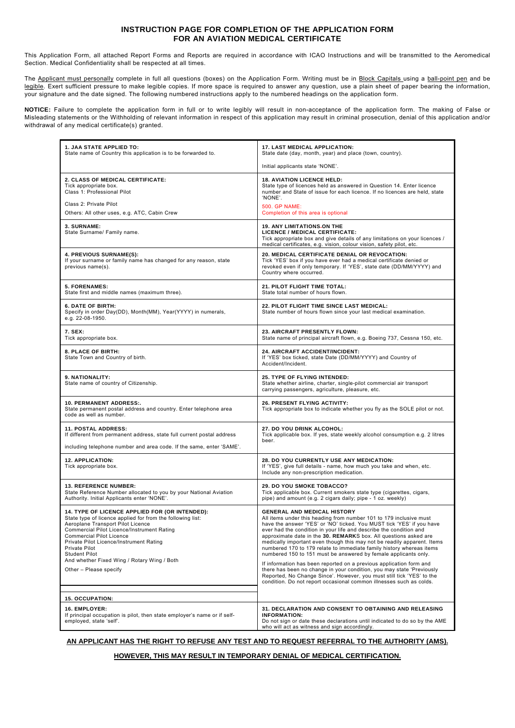## INSTRUCTION PAGE FOR COMPLETION OF THE APPLICATION FORM FOR AN AVIATION MEDICAL CERTIFICATE

This Application Form, all attached Report Forms and Reports are required in accordance with ICAO Instructions and will be transmitted to the Aeromedical Section. Medical Confidentiality shall be respected at all times.

The Applicant must personally complete in full all questions (boxes) on the Application Form. Writing must be in Block Capitals using a ball-point pen and be legible. Exert sufficient pressure to make legible copies. If more space is required to answer any question, use a plain sheet of paper bearing the information, your signature and the date signed. The following numbered instructions apply to the numbered headings on the application form.

**NOTICE:** Failure to complete the application form in full or to write legibly will result in non-acceptance of the application form. The making of False or Misleading statements or the Withholding of relevant information in respect of this application may result in criminal prosecution, denial of this application and/or withdrawal of any medical certificate(s) granted.

| | |
|---|---|
| **1. JAA STATE APPLIED TO:**<br>State name of Country this application is to be forwarded to. | **17. LAST MEDICAL APPLICATION:**<br>State date (day, month, year) and place (town, country).<br>Initial applicants state 'NONE'. |
| **2. CLASS OF MEDICAL CERTIFICATE:**<br>Tick appropriate box.<br>Class 1: Professional Pilot<br>Class 2: Private Pilot<br>Others: All other uses, e.g. ATC, Cabin Crew | **18. AVIATION LICENCE HELD:**<br>State type of licences held as answered in Question 14. Enter licence number and State of issue for each licence. If no licences are held, state 'NONE'.<br>500. GP NAME:<br>Completion of this area is optional |
| **3. SURNAME:**<br>State Surname/ Family name. | **19. ANY LIMITATIONS ON THE LICENCE / MEDICAL CERTIFICATE:**<br>Tick appropriate box and give details of any limitations on your licences / medical certificates, e.g. vision, colour vision, safety pilot, etc. |
| **4. PREVIOUS SURNAME(S):**<br>If your surname or family name has changed for any reason, state previous name(s). | **20. MEDICAL CERTIFICATE DENIAL OR REVOCATION:**<br>Tick 'YES' box if you have ever had a medical certificate denied or revoked even if only temporary. If 'YES', state date (DD/MM/YYYY) and Country where occurred. |
| **5. FORENAMES:**<br>State first and middle names (maximum three). | **21. PILOT FLIGHT TIME TOTAL:**<br>State total number of hours flown. |
| **6. DATE OF BIRTH:**<br>Specify in order Day(DD), Month(MM), Year(YYYY) in numerals, e.g. 22-08-1950. | **22. PILOT FLIGHT TIME SINCE LAST MEDICAL:**<br>State number of hours flown since your last medical examination. |
| **7. SEX:**<br>Tick appropriate box. | **23. AIRCRAFT PRESENTLY FLOWN:**<br>State name of principal aircraft flown, e.g. Boeing 737, Cessna 150, etc. |
| **8. PLACE OF BIRTH:**<br>State Town and Country of birth. | **24. AIRCRAFT ACCIDENT/INCIDENT:**<br>If 'YES' box ticked, state Date (DD/MM/YYYY) and Country of Accident/Incident. |
| **9. NATIONALITY:**<br>State name of country of Citizenship. | **25. TYPE OF FLYING INTENDED:**<br>State whether airline, charter, single-pilot commercial air transport carrying passengers, agriculture, pleasure, etc. |
| **10. PERMANENT ADDRESS:.**<br>State permanent postal address and country. Enter telephone area code as well as number. | **26. PRESENT FLYING ACTIVITY:**<br>Tick appropriate box to indicate whether you fly as the SOLE pilot or not. |
| **11. POSTAL ADDRESS:**<br>If different from permanent address, state full current postal address<br>including telephone number and area code. If the same, enter 'SAME'. | **27. DO YOU DRINK ALCOHOL:**<br>Tick applicable box. If yes, state weekly alcohol consumption e.g. 2 litres beer. |
| **12. APPLICATION:**<br>Tick appropriate box. | **28. DO YOU CURRENTLY USE ANY MEDICATION:**<br>If 'YES', give full details - name, how much you take and when, etc. Include any non-prescription medication. |
| **13. REFERENCE NUMBER:**<br>State Reference Number allocated to you by your National Aviation Authority. Initial Applicants enter 'NONE'. | **29. DO YOU SMOKE TOBACCO?**<br>Tick applicable box. Current smokers state type (cigarettes, cigars, pipe) and amount (e.g. 2 cigars daily; pipe - 1 oz. weekly) |
| **14. TYPE OF LICENCE APPLIED FOR (OR INTENDED):**<br>State type of licence applied for from the following list:<br>Aeroplane Transport Pilot Licence<br>Commercial Pilot Licence/Instrument Rating<br>Commercial Pilot Licence<br>Private Pilot Licence/Instrument Rating<br>Private Pilot<br>Student Pilot<br>And whether Fixed Wing / Rotary Wing / Both<br>Other – Please specify | **GENERAL AND MEDICAL HISTORY**<br>All items under this heading from number 101 to 179 inclusive must have the answer 'YES' or 'NO' ticked. You MUST tick 'YES' if you have ever had the condition in your life and describe the condition and approximate date in the **30. REMARK**S box. All questions asked are medically important even though this may not be readily apparent. Items numbered 170 to 179 relate to immediate family history whereas items numbered 150 to 151 must be answered by female applicants only.<br>If information has been reported on a previous application form and there has been no change in your condition, you may state 'Previously Reported, No Change Since'. However, you must still tick 'YES' to the condition. Do not report occasional common illnesses such as colds. |
| **15. OCCUPATION:** | |
| **16. EMPLOYER:**<br>If principal occupation is pilot, then state employer's name or if self-employed, state 'self'. | **31. DECLARATION AND CONSENT TO OBTAINING AND RELEASING INFORMATION:**<br>Do not sign or date these declarations until indicated to do so by the AME who will act as witness and sign accordingly. |

**AN APPLICANT HAS THE RIGHT TO REFUSE ANY TEST AND TO REQUEST REFERRAL TO THE AUTHORITY (AMS).**

**HOWEVER, THIS MAY RESULT IN TEMPORARY DENIAL OF MEDICAL CERTIFICATION.**